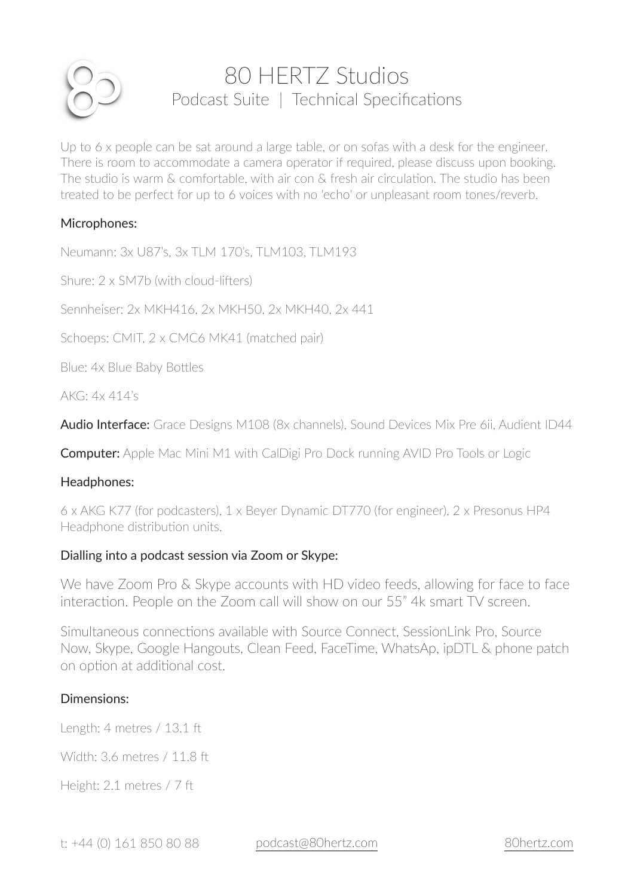# 80 HERTZ Studios

## Podcast Suite | Technical Specifications

Up to 6 x people can be sat around a large table, or on sofas with a desk for the engineer. There is room to accommodate a camera operator if required, please discuss upon booking. The studio is warm & comfortable, with air con & fresh air circulation. The studio has been treated to be perfect for up to 6 voices with no 'echo' or unpleasant room tones/reverb.

### Microphones:

Neumann: 3x U87's, 3x TLM 170's, TLM103, TLM193

Shure: 2 x SM7b (with cloud-lifters)

Sennheiser: 2x MKH416, 2x MKH50, 2x MKH40, 2x 441

Schoeps: CMIT, 2 x CMC6 MK41 (matched pair)

Blue: 4x Blue Baby Bottles

AKG: 4x 414's

**Audio Interface:** Grace Designs M108 (8x channels), Sound Devices Mix Pre 6ii, Audient ID44

**Computer:** Apple Mac Mini M1 with CalDigi Pro Dock running AVID Pro Tools or Logic

### Headphones:

6 x AKG K77 (for podcasters), 1 x Beyer Dynamic DT770 (for engineer), 2 x Presonus HP4 Headphone distribution units.

### Dialling into a podcast session via Zoom or Skype:

We have Zoom Pro & Skype accounts with HD video feeds, allowing for face to face interaction. People on the Zoom call will show on our 55" 4k smart TV screen.

Simultaneous connections available with Source Connect, SessionLink Pro, Source Now, Skype, Google Hangouts, Clean Feed, FaceTime, WhatsAp, ipDTL & phone patch on option at additional cost.

### Dimensions:

Length: 4 metres / 13.1 ft

Width: 3.6 metres / 11.8 ft

Height: 2.1 metres / 7 ft

t: +44 (0) 161 850 80 88 podcast@80hertz.com 80hertz.com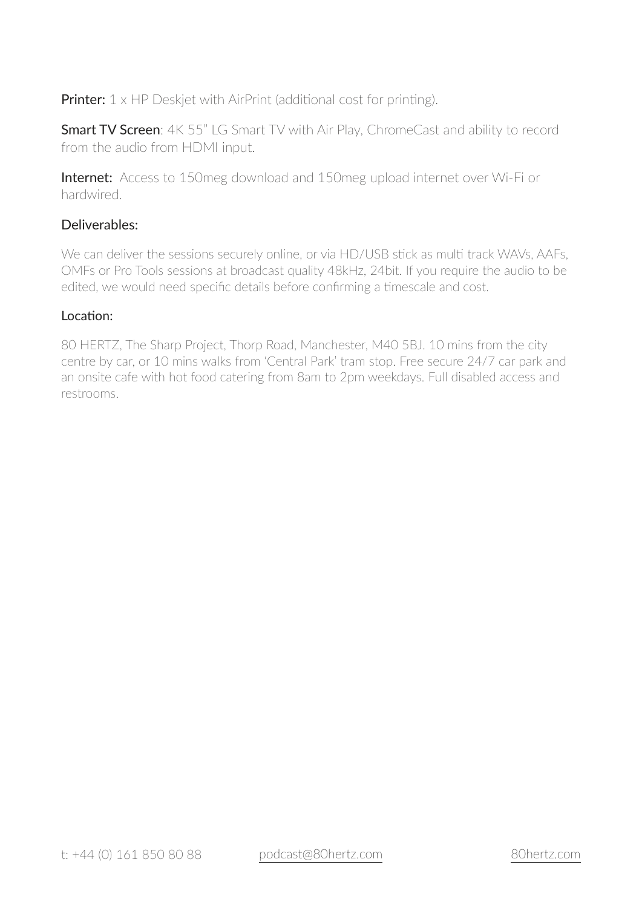**Printer:** 1 x HP Deskjet with AirPrint (additional cost for printing).

**Smart TV Screen**: 4K 55" LG Smart TV with Air Play, ChromeCast and ability to record from the audio from HDMI input.

**Internet:** Access to 150meg download and 150meg upload internet over Wi-Fi or hardwired.

### Deliverables:

We can deliver the sessions securely online, or via HD/USB stick as multi track WAVs, AAFs, OMFs or Pro Tools sessions at broadcast quality 48kHz, 24bit. If you require the audio to be edited, we would need specific details before confirming a timescale and cost.

### Location:

80 HERTZ, The Sharp Project, Thorp Road, Manchester, M40 5BJ. 10 mins from the city centre by car, or 10 mins walks from 'Central Park' tram stop. Free secure 24/7 car park and an onsite cafe with hot food catering from 8am to 2pm weekdays. Full disabled access and restrooms.

t: +44 (0) 161 850 80 88 podcast@80hertz.com 80hertz.com